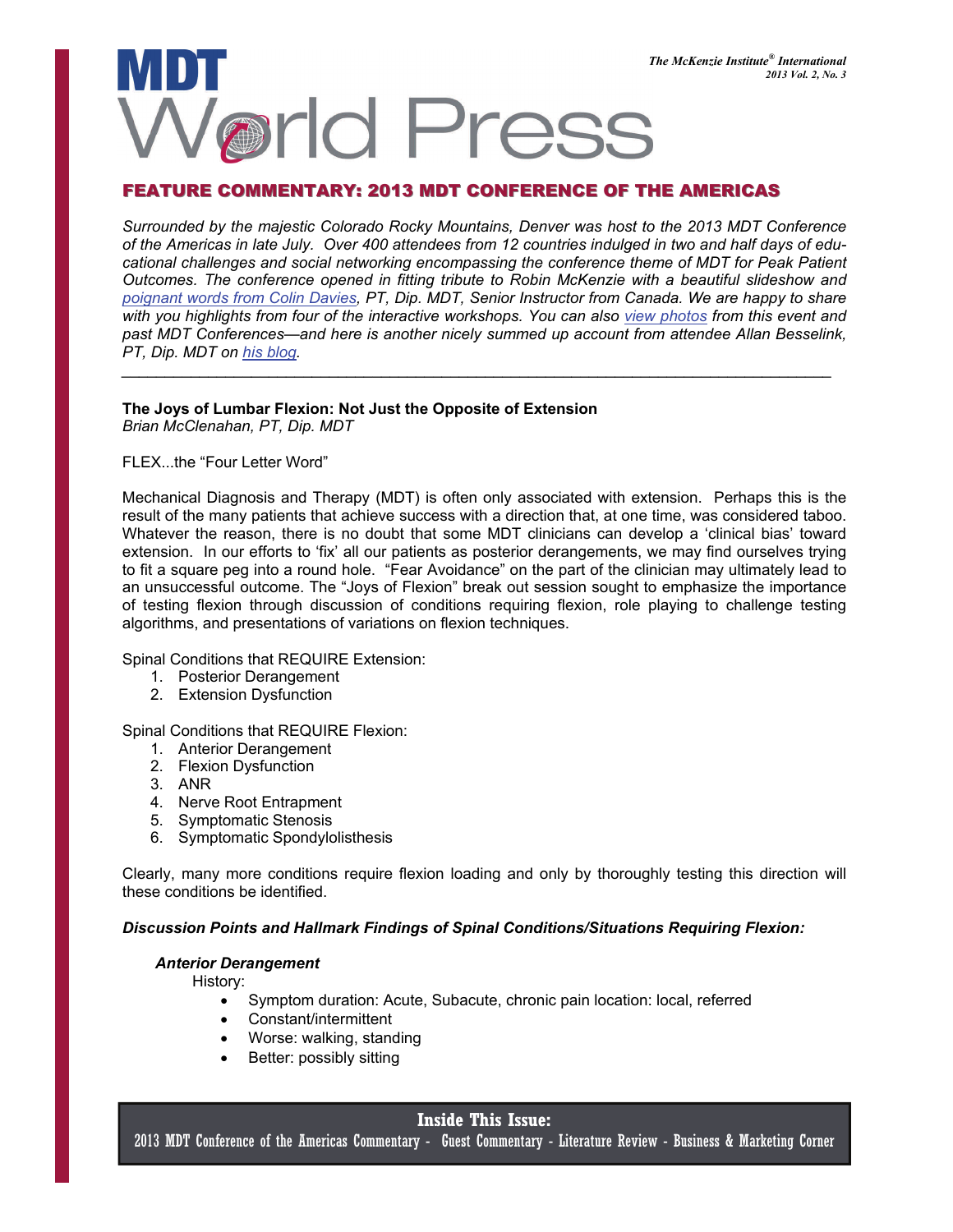# MDT World Press

*The McKenzie Institute® International*
*2013 Vol. 2, No. 3*

## FEATURE COMMENTARY: 2013 MDT CONFERENCE OF THE AMERICAS

*Surrounded by the majestic Colorado Rocky Mountains, Denver was host to the 2013 MDT Conference of the Americas in late July. Over 400 attendees from 12 countries indulged in two and half days of educational challenges and social networking encompassing the conference theme of MDT for Peak Patient Outcomes. The conference opened in fitting tribute to Robin McKenzie with a beautiful slideshow and poignant words from Colin Davies, PT, Dip. MDT, Senior Instructor from Canada. We are happy to share with you highlights from four of the interactive workshops. You can also view photos from this event and past MDT Conferences—and here is another nicely summed up account from attendee Allan Besselink, PT, Dip. MDT on his blog.*

---

### The Joys of Lumbar Flexion: Not Just the Opposite of Extension

*Brian McClenahan, PT, Dip. MDT*

FLEX...the "Four Letter Word"

Mechanical Diagnosis and Therapy (MDT) is often only associated with extension. Perhaps this is the result of the many patients that achieve success with a direction that, at one time, was considered taboo. Whatever the reason, there is no doubt that some MDT clinicians can develop a 'clinical bias' toward extension. In our efforts to 'fix' all our patients as posterior derangements, we may find ourselves trying to fit a square peg into a round hole. "Fear Avoidance" on the part of the clinician may ultimately lead to an unsuccessful outcome. The "Joys of Flexion" break out session sought to emphasize the importance of testing flexion through discussion of conditions requiring flexion, role playing to challenge testing algorithms, and presentations of variations on flexion techniques.

Spinal Conditions that REQUIRE Extension:

1. Posterior Derangement
2. Extension Dysfunction

Spinal Conditions that REQUIRE Flexion:

1. Anterior Derangement
2. Flexion Dysfunction
3. ANR
4. Nerve Root Entrapment
5. Symptomatic Stenosis
6. Symptomatic Spondylolisthesis

Clearly, many more conditions require flexion loading and only by thoroughly testing this direction will these conditions be identified.

***Discussion Points and Hallmark Findings of Spinal Conditions/Situations Requiring Flexion:***

***Anterior Derangement***

History:

- Symptom duration: Acute, Subacute, chronic pain location: local, referred
- Constant/intermittent
- Worse: walking, standing
- Better: possibly sitting

**Inside This Issue:**
2013 MDT Conference of the Americas Commentary - Guest Commentary - Literature Review - Business & Marketing Corner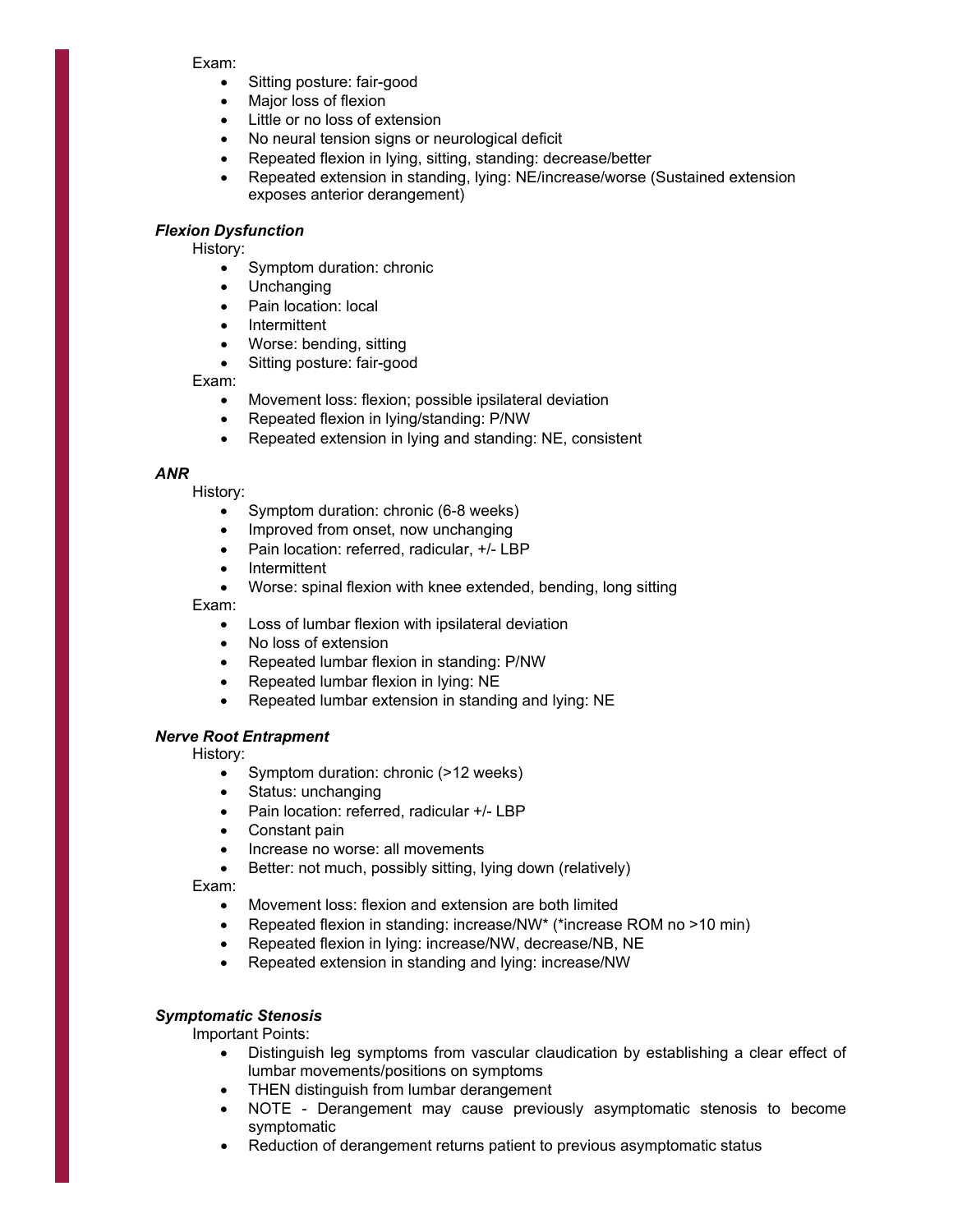Exam:

- Sitting posture: fair-good
- Major loss of flexion
- Little or no loss of extension
- No neural tension signs or neurological deficit
- Repeated flexion in lying, sitting, standing: decrease/better
- Repeated extension in standing, lying: NE/increase/worse (Sustained extension exposes anterior derangement)

***Flexion Dysfunction***

History:

- Symptom duration: chronic
- Unchanging
- Pain location: local
- Intermittent
- Worse: bending, sitting
- Sitting posture: fair-good

Exam:

- Movement loss: flexion; possible ipsilateral deviation
- Repeated flexion in lying/standing: P/NW
- Repeated extension in lying and standing: NE, consistent

***ANR***

History:

- Symptom duration: chronic (6-8 weeks)
- Improved from onset, now unchanging
- Pain location: referred, radicular, +/- LBP
- Intermittent
- Worse: spinal flexion with knee extended, bending, long sitting

Exam:

- Loss of lumbar flexion with ipsilateral deviation
- No loss of extension
- Repeated lumbar flexion in standing: P/NW
- Repeated lumbar flexion in lying: NE
- Repeated lumbar extension in standing and lying: NE

***Nerve Root Entrapment***

History:

- Symptom duration: chronic (>12 weeks)
- Status: unchanging
- Pain location: referred, radicular +/- LBP
- Constant pain
- Increase no worse: all movements
- Better: not much, possibly sitting, lying down (relatively)

Exam:

- Movement loss: flexion and extension are both limited
- Repeated flexion in standing: increase/NW* (*increase ROM no >10 min)
- Repeated flexion in lying: increase/NW, decrease/NB, NE
- Repeated extension in standing and lying: increase/NW

***Symptomatic Stenosis***

Important Points:

- Distinguish leg symptoms from vascular claudication by establishing a clear effect of lumbar movements/positions on symptoms
- THEN distinguish from lumbar derangement
- NOTE - Derangement may cause previously asymptomatic stenosis to become symptomatic
- Reduction of derangement returns patient to previous asymptomatic status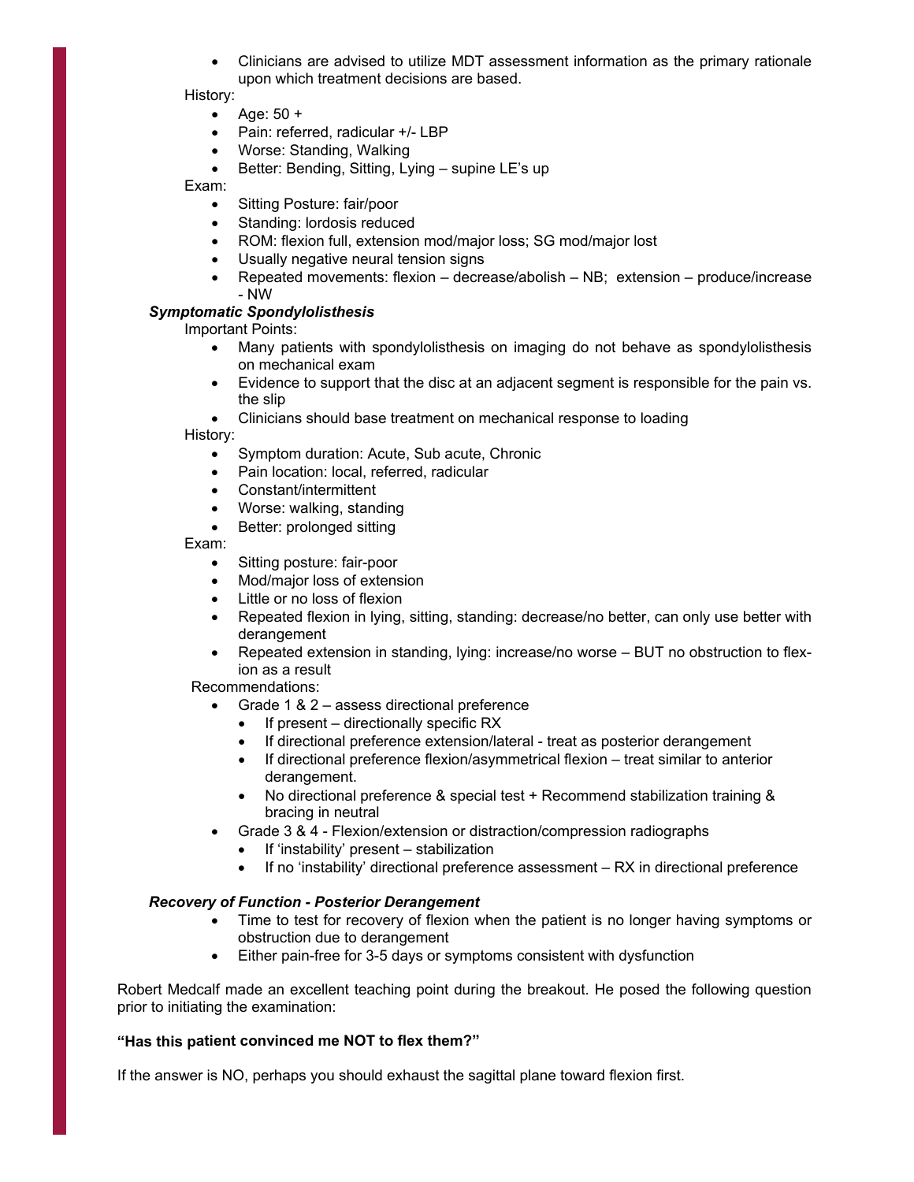- Clinicians are advised to utilize MDT assessment information as the primary rationale upon which treatment decisions are based.

History:

- Age: 50 +
- Pain: referred, radicular +/- LBP
- Worse: Standing, Walking
- Better: Bending, Sitting, Lying – supine LE's up

Exam:

- Sitting Posture: fair/poor
- Standing: lordosis reduced
- ROM: flexion full, extension mod/major loss; SG mod/major lost
- Usually negative neural tension signs
- Repeated movements: flexion – decrease/abolish – NB; extension – produce/increase - NW

***Symptomatic Spondylolisthesis***

Important Points:

- Many patients with spondylolisthesis on imaging do not behave as spondylolisthesis on mechanical exam
- Evidence to support that the disc at an adjacent segment is responsible for the pain vs. the slip
- Clinicians should base treatment on mechanical response to loading

History:

- Symptom duration: Acute, Sub acute, Chronic
- Pain location: local, referred, radicular
- Constant/intermittent
- Worse: walking, standing
- Better: prolonged sitting

Exam:

- Sitting posture: fair-poor
- Mod/major loss of extension
- Little or no loss of flexion
- Repeated flexion in lying, sitting, standing: decrease/no better, can only use better with derangement
- Repeated extension in standing, lying: increase/no worse – BUT no obstruction to flexion as a result

Recommendations:

- Grade 1 & 2 – assess directional preference
  - If present – directionally specific RX
  - If directional preference extension/lateral - treat as posterior derangement
  - If directional preference flexion/asymmetrical flexion – treat similar to anterior derangement.
  - No directional preference & special test + Recommend stabilization training & bracing in neutral
- Grade 3 & 4 - Flexion/extension or distraction/compression radiographs
  - If 'instability' present – stabilization
  - If no 'instability' directional preference assessment – RX in directional preference

***Recovery of Function - Posterior Derangement***

- Time to test for recovery of flexion when the patient is no longer having symptoms or obstruction due to derangement
- Either pain-free for 3-5 days or symptoms consistent with dysfunction

Robert Medcalf made an excellent teaching point during the breakout. He posed the following question prior to initiating the examination:

**"Has this patient convinced me NOT to flex them?"**

If the answer is NO, perhaps you should exhaust the sagittal plane toward flexion first.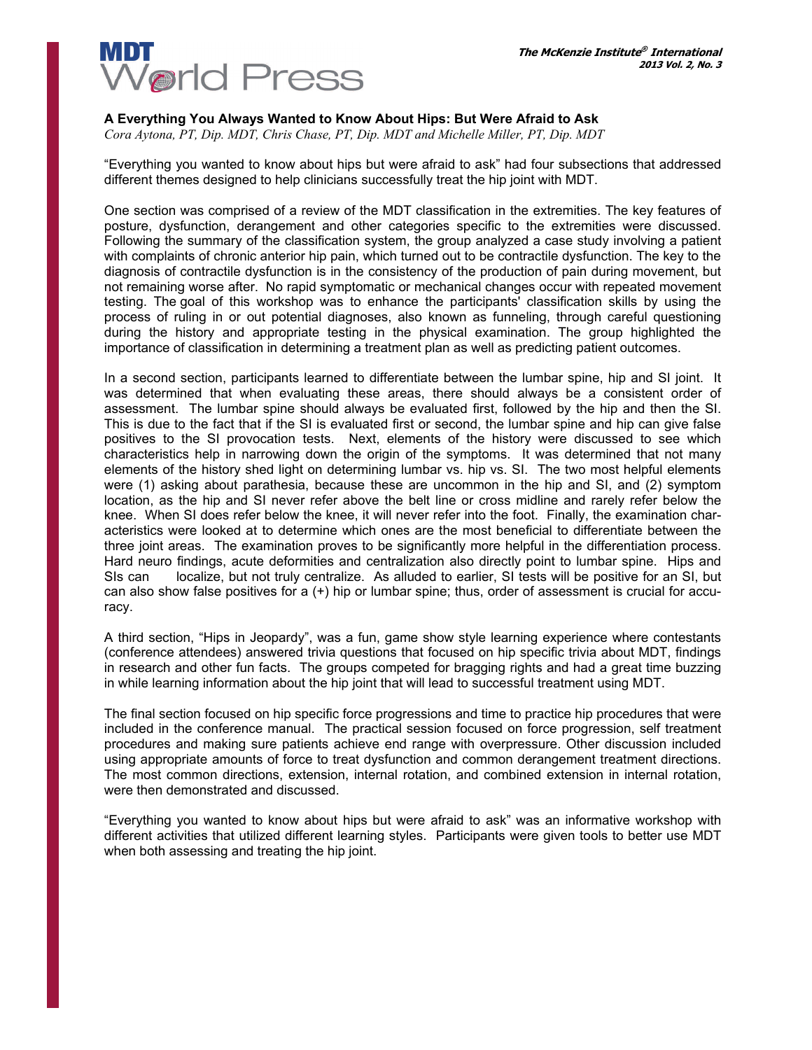### A Everything You Always Wanted to Know About Hips: But Were Afraid to Ask

*Cora Aytona, PT, Dip. MDT, Chris Chase, PT, Dip. MDT and Michelle Miller, PT, Dip. MDT*

"Everything you wanted to know about hips but were afraid to ask" had four subsections that addressed different themes designed to help clinicians successfully treat the hip joint with MDT.

One section was comprised of a review of the MDT classification in the extremities. The key features of posture, dysfunction, derangement and other categories specific to the extremities were discussed. Following the summary of the classification system, the group analyzed a case study involving a patient with complaints of chronic anterior hip pain, which turned out to be contractile dysfunction. The key to the diagnosis of contractile dysfunction is in the consistency of the production of pain during movement, but not remaining worse after. No rapid symptomatic or mechanical changes occur with repeated movement testing. The goal of this workshop was to enhance the participants' classification skills by using the process of ruling in or out potential diagnoses, also known as funneling, through careful questioning during the history and appropriate testing in the physical examination. The group highlighted the importance of classification in determining a treatment plan as well as predicting patient outcomes.

In a second section, participants learned to differentiate between the lumbar spine, hip and SI joint. It was determined that when evaluating these areas, there should always be a consistent order of assessment. The lumbar spine should always be evaluated first, followed by the hip and then the SI. This is due to the fact that if the SI is evaluated first or second, the lumbar spine and hip can give false positives to the SI provocation tests. Next, elements of the history were discussed to see which characteristics help in narrowing down the origin of the symptoms. It was determined that not many elements of the history shed light on determining lumbar vs. hip vs. SI. The two most helpful elements were (1) asking about parathesia, because these are uncommon in the hip and SI, and (2) symptom location, as the hip and SI never refer above the belt line or cross midline and rarely refer below the knee. When SI does refer below the knee, it will never refer into the foot. Finally, the examination characteristics were looked at to determine which ones are the most beneficial to differentiate between the three joint areas. The examination proves to be significantly more helpful in the differentiation process. Hard neuro findings, acute deformities and centralization also directly point to lumbar spine. Hips and SIs can localize, but not truly centralize. As alluded to earlier, SI tests will be positive for an SI, but can also show false positives for a (+) hip or lumbar spine; thus, order of assessment is crucial for accuracy.

A third section, "Hips in Jeopardy", was a fun, game show style learning experience where contestants (conference attendees) answered trivia questions that focused on hip specific trivia about MDT, findings in research and other fun facts. The groups competed for bragging rights and had a great time buzzing in while learning information about the hip joint that will lead to successful treatment using MDT.

The final section focused on hip specific force progressions and time to practice hip procedures that were included in the conference manual. The practical session focused on force progression, self treatment procedures and making sure patients achieve end range with overpressure. Other discussion included using appropriate amounts of force to treat dysfunction and common derangement treatment directions. The most common directions, extension, internal rotation, and combined extension in internal rotation, were then demonstrated and discussed.

"Everything you wanted to know about hips but were afraid to ask" was an informative workshop with different activities that utilized different learning styles. Participants were given tools to better use MDT when both assessing and treating the hip joint.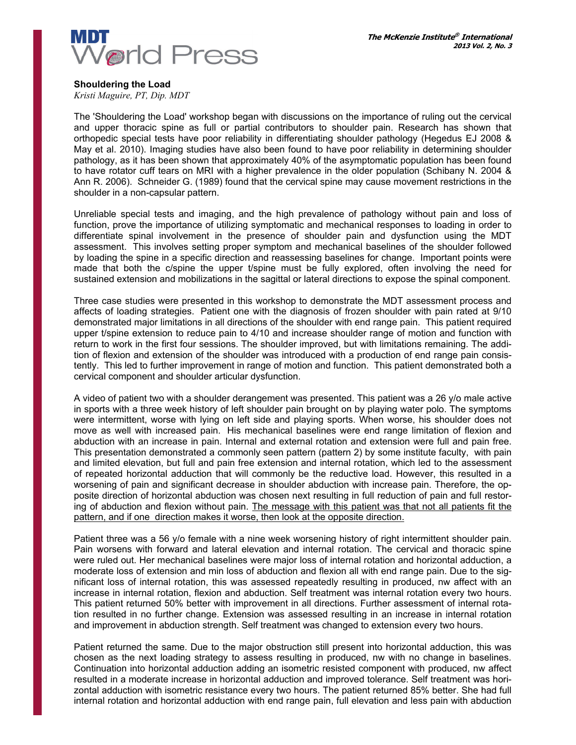## Shouldering the Load

*Kristi Maguire, PT, Dip. MDT*

The 'Shouldering the Load' workshop began with discussions on the importance of ruling out the cervical and upper thoracic spine as full or partial contributors to shoulder pain. Research has shown that orthopedic special tests have poor reliability in differentiating shoulder pathology (Hegedus EJ 2008 & May et al. 2010). Imaging studies have also been found to have poor reliability in determining shoulder pathology, as it has been shown that approximately 40% of the asymptomatic population has been found to have rotator cuff tears on MRI with a higher prevalence in the older population (Schibany N. 2004 & Ann R. 2006). Schneider G. (1989) found that the cervical spine may cause movement restrictions in the shoulder in a non-capsular pattern.

Unreliable special tests and imaging, and the high prevalence of pathology without pain and loss of function, prove the importance of utilizing symptomatic and mechanical responses to loading in order to differentiate spinal involvement in the presence of shoulder pain and dysfunction using the MDT assessment. This involves setting proper symptom and mechanical baselines of the shoulder followed by loading the spine in a specific direction and reassessing baselines for change. Important points were made that both the c/spine the upper t/spine must be fully explored, often involving the need for sustained extension and mobilizations in the sagittal or lateral directions to expose the spinal component.

Three case studies were presented in this workshop to demonstrate the MDT assessment process and affects of loading strategies. Patient one with the diagnosis of frozen shoulder with pain rated at 9/10 demonstrated major limitations in all directions of the shoulder with end range pain. This patient required upper t/spine extension to reduce pain to 4/10 and increase shoulder range of motion and function with return to work in the first four sessions. The shoulder improved, but with limitations remaining. The addition of flexion and extension of the shoulder was introduced with a production of end range pain consistently. This led to further improvement in range of motion and function. This patient demonstrated both a cervical component and shoulder articular dysfunction.

A video of patient two with a shoulder derangement was presented. This patient was a 26 y/o male active in sports with a three week history of left shoulder pain brought on by playing water polo. The symptoms were intermittent, worse with lying on left side and playing sports. When worse, his shoulder does not move as well with increased pain. His mechanical baselines were end range limitation of flexion and abduction with an increase in pain. Internal and external rotation and extension were full and pain free. This presentation demonstrated a commonly seen pattern (pattern 2) by some institute faculty, with pain and limited elevation, but full and pain free extension and internal rotation, which led to the assessment of repeated horizontal adduction that will commonly be the reductive load. However, this resulted in a worsening of pain and significant decrease in shoulder abduction with increase pain. Therefore, the opposite direction of horizontal abduction was chosen next resulting in full reduction of pain and full restoring of abduction and flexion without pain. <u>The message with this patient was that not all patients fit the pattern, and if one direction makes it worse, then look at the opposite direction.</u>

Patient three was a 56 y/o female with a nine week worsening history of right intermittent shoulder pain. Pain worsens with forward and lateral elevation and internal rotation. The cervical and thoracic spine were ruled out. Her mechanical baselines were major loss of internal rotation and horizontal adduction, a moderate loss of extension and min loss of abduction and flexion all with end range pain. Due to the significant loss of internal rotation, this was assessed repeatedly resulting in produced, nw affect with an increase in internal rotation, flexion and abduction. Self treatment was internal rotation every two hours. This patient returned 50% better with improvement in all directions. Further assessment of internal rotation resulted in no further change. Extension was assessed resulting in an increase in internal rotation and improvement in abduction strength. Self treatment was changed to extension every two hours.

Patient returned the same. Due to the major obstruction still present into horizontal adduction, this was chosen as the next loading strategy to assess resulting in produced, nw with no change in baselines. Continuation into horizontal adduction adding an isometric resisted component with produced, nw affect resulted in a moderate increase in horizontal adduction and improved tolerance. Self treatment was horizontal adduction with isometric resistance every two hours. The patient returned 85% better. She had full internal rotation and horizontal adduction with end range pain, full elevation and less pain with abduction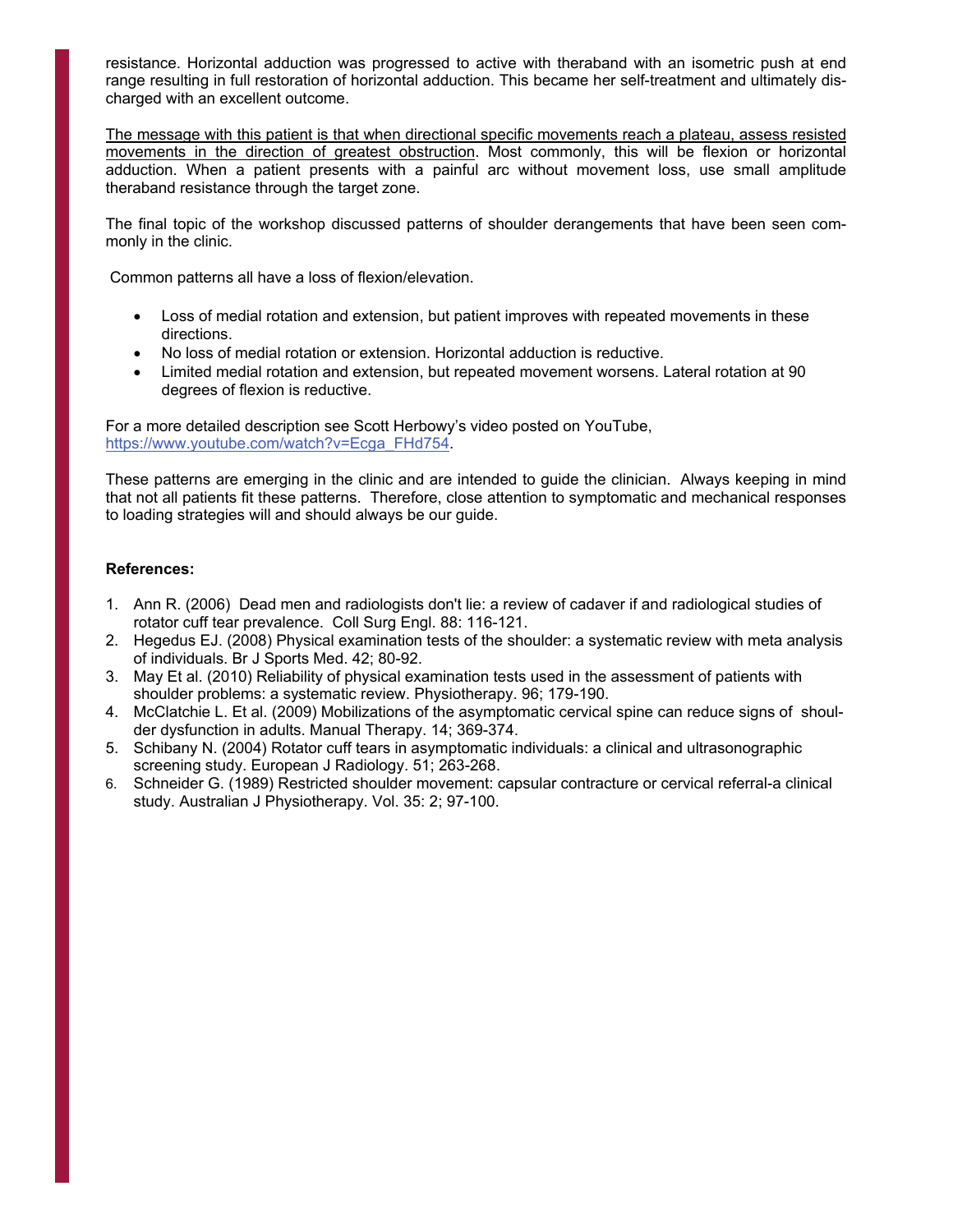resistance. Horizontal adduction was progressed to active with theraband with an isometric push at end range resulting in full restoration of horizontal adduction. This became her self-treatment and ultimately discharged with an excellent outcome.

<u>The message with this patient is that when directional specific movements reach a plateau, assess resisted movements in the direction of greatest obstruction</u>. Most commonly, this will be flexion or horizontal adduction. When a patient presents with a painful arc without movement loss, use small amplitude theraband resistance through the target zone.

The final topic of the workshop discussed patterns of shoulder derangements that have been seen commonly in the clinic.

Common patterns all have a loss of flexion/elevation.

- Loss of medial rotation and extension, but patient improves with repeated movements in these directions.
- No loss of medial rotation or extension. Horizontal adduction is reductive.
- Limited medial rotation and extension, but repeated movement worsens. Lateral rotation at 90 degrees of flexion is reductive.

For a more detailed description see Scott Herbowy's video posted on YouTube, https://www.youtube.com/watch?v=Ecga_FHd754.

These patterns are emerging in the clinic and are intended to guide the clinician. Always keeping in mind that not all patients fit these patterns. Therefore, close attention to symptomatic and mechanical responses to loading strategies will and should always be our guide.

**References:**

1. Ann R. (2006) Dead men and radiologists don't lie: a review of cadaver if and radiological studies of rotator cuff tear prevalence. Coll Surg Engl. 88: 116-121.
2. Hegedus EJ. (2008) Physical examination tests of the shoulder: a systematic review with meta analysis of individuals. Br J Sports Med. 42; 80-92.
3. May Et al. (2010) Reliability of physical examination tests used in the assessment of patients with shoulder problems: a systematic review. Physiotherapy. 96; 179-190.
4. McClatchie L. Et al. (2009) Mobilizations of the asymptomatic cervical spine can reduce signs of shoulder dysfunction in adults. Manual Therapy. 14; 369-374.
5. Schibany N. (2004) Rotator cuff tears in asymptomatic individuals: a clinical and ultrasonographic screening study. European J Radiology. 51; 263-268.
6. Schneider G. (1989) Restricted shoulder movement: capsular contracture or cervical referral-a clinical study. Australian J Physiotherapy. Vol. 35: 2; 97-100.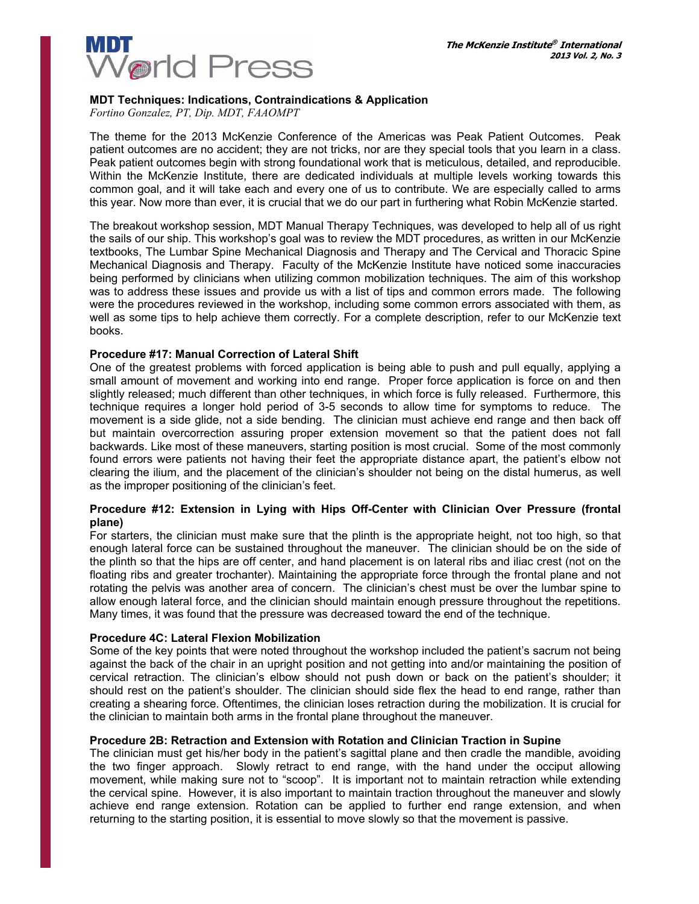## MDT Techniques: Indications, Contraindications & Application

*Fortino Gonzalez, PT, Dip. MDT, FAAOMPT*

The theme for the 2013 McKenzie Conference of the Americas was Peak Patient Outcomes. Peak patient outcomes are no accident; they are not tricks, nor are they special tools that you learn in a class. Peak patient outcomes begin with strong foundational work that is meticulous, detailed, and reproducible. Within the McKenzie Institute, there are dedicated individuals at multiple levels working towards this common goal, and it will take each and every one of us to contribute. We are especially called to arms this year. Now more than ever, it is crucial that we do our part in furthering what Robin McKenzie started.

The breakout workshop session, MDT Manual Therapy Techniques, was developed to help all of us right the sails of our ship. This workshop's goal was to review the MDT procedures, as written in our McKenzie textbooks, The Lumbar Spine Mechanical Diagnosis and Therapy and The Cervical and Thoracic Spine Mechanical Diagnosis and Therapy. Faculty of the McKenzie Institute have noticed some inaccuracies being performed by clinicians when utilizing common mobilization techniques. The aim of this workshop was to address these issues and provide us with a list of tips and common errors made. The following were the procedures reviewed in the workshop, including some common errors associated with them, as well as some tips to help achieve them correctly. For a complete description, refer to our McKenzie text books.

### Procedure #17: Manual Correction of Lateral Shift

One of the greatest problems with forced application is being able to push and pull equally, applying a small amount of movement and working into end range. Proper force application is force on and then slightly released; much different than other techniques, in which force is fully released. Furthermore, this technique requires a longer hold period of 3-5 seconds to allow time for symptoms to reduce. The movement is a side glide, not a side bending. The clinician must achieve end range and then back off but maintain overcorrection assuring proper extension movement so that the patient does not fall backwards. Like most of these maneuvers, starting position is most crucial. Some of the most commonly found errors were patients not having their feet the appropriate distance apart, the patient's elbow not clearing the ilium, and the placement of the clinician's shoulder not being on the distal humerus, as well as the improper positioning of the clinician's feet.

### Procedure #12: Extension in Lying with Hips Off-Center with Clinician Over Pressure (frontal plane)

For starters, the clinician must make sure that the plinth is the appropriate height, not too high, so that enough lateral force can be sustained throughout the maneuver. The clinician should be on the side of the plinth so that the hips are off center, and hand placement is on lateral ribs and iliac crest (not on the floating ribs and greater trochanter). Maintaining the appropriate force through the frontal plane and not rotating the pelvis was another area of concern. The clinician's chest must be over the lumbar spine to allow enough lateral force, and the clinician should maintain enough pressure throughout the repetitions. Many times, it was found that the pressure was decreased toward the end of the technique.

### Procedure 4C: Lateral Flexion Mobilization

Some of the key points that were noted throughout the workshop included the patient's sacrum not being against the back of the chair in an upright position and not getting into and/or maintaining the position of cervical retraction. The clinician's elbow should not push down or back on the patient's shoulder; it should rest on the patient's shoulder. The clinician should side flex the head to end range, rather than creating a shearing force. Oftentimes, the clinician loses retraction during the mobilization. It is crucial for the clinician to maintain both arms in the frontal plane throughout the maneuver.

### Procedure 2B: Retraction and Extension with Rotation and Clinician Traction in Supine

The clinician must get his/her body in the patient's sagittal plane and then cradle the mandible, avoiding the two finger approach. Slowly retract to end range, with the hand under the occiput allowing movement, while making sure not to "scoop". It is important not to maintain retraction while extending the cervical spine. However, it is also important to maintain traction throughout the maneuver and slowly achieve end range extension. Rotation can be applied to further end range extension, and when returning to the starting position, it is essential to move slowly so that the movement is passive.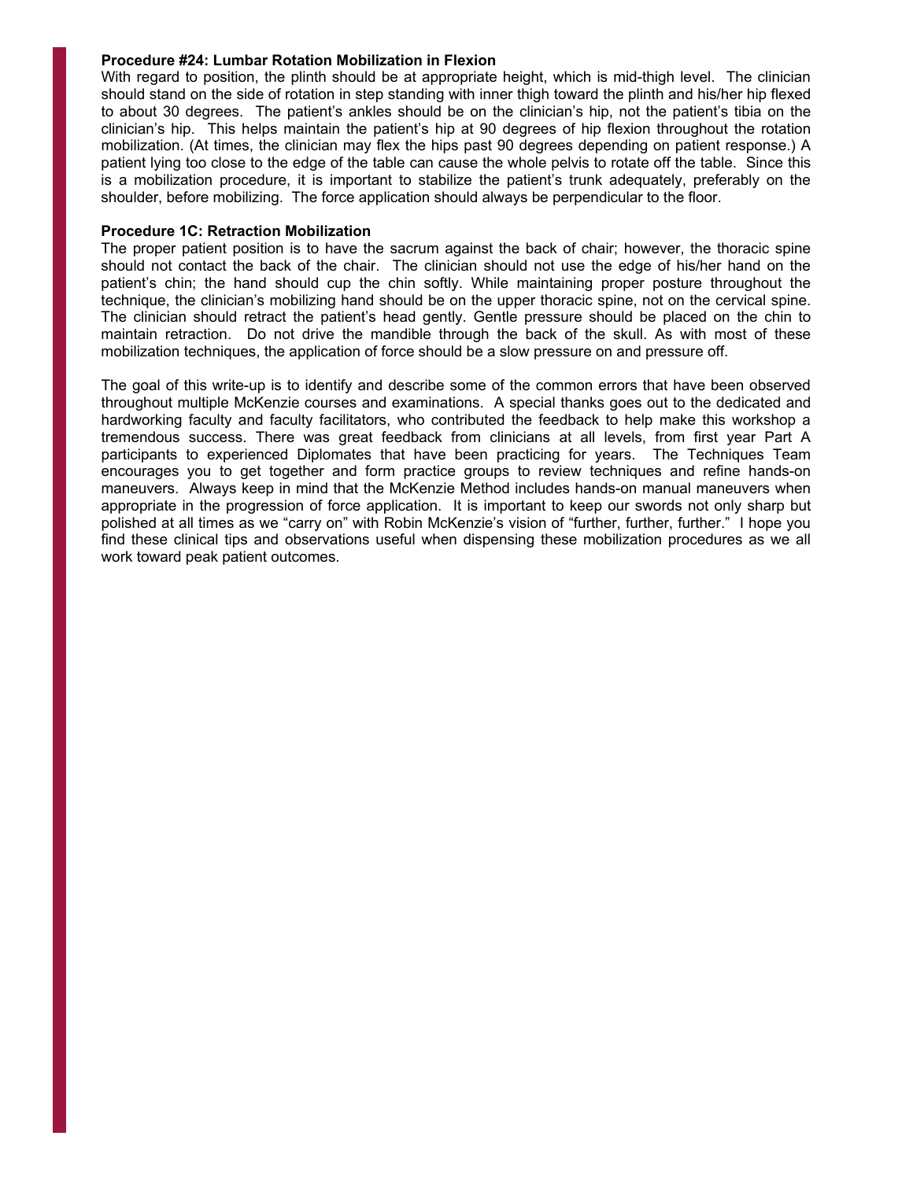**Procedure #24: Lumbar Rotation Mobilization in Flexion**

With regard to position, the plinth should be at appropriate height, which is mid-thigh level. The clinician should stand on the side of rotation in step standing with inner thigh toward the plinth and his/her hip flexed to about 30 degrees. The patient's ankles should be on the clinician's hip, not the patient's tibia on the clinician's hip. This helps maintain the patient's hip at 90 degrees of hip flexion throughout the rotation mobilization. (At times, the clinician may flex the hips past 90 degrees depending on patient response.) A patient lying too close to the edge of the table can cause the whole pelvis to rotate off the table. Since this is a mobilization procedure, it is important to stabilize the patient's trunk adequately, preferably on the shoulder, before mobilizing. The force application should always be perpendicular to the floor.

**Procedure 1C: Retraction Mobilization**

The proper patient position is to have the sacrum against the back of chair; however, the thoracic spine should not contact the back of the chair. The clinician should not use the edge of his/her hand on the patient's chin; the hand should cup the chin softly. While maintaining proper posture throughout the technique, the clinician's mobilizing hand should be on the upper thoracic spine, not on the cervical spine. The clinician should retract the patient's head gently. Gentle pressure should be placed on the chin to maintain retraction. Do not drive the mandible through the back of the skull. As with most of these mobilization techniques, the application of force should be a slow pressure on and pressure off.

The goal of this write-up is to identify and describe some of the common errors that have been observed throughout multiple McKenzie courses and examinations. A special thanks goes out to the dedicated and hardworking faculty and faculty facilitators, who contributed the feedback to help make this workshop a tremendous success. There was great feedback from clinicians at all levels, from first year Part A participants to experienced Diplomates that have been practicing for years. The Techniques Team encourages you to get together and form practice groups to review techniques and refine hands-on maneuvers. Always keep in mind that the McKenzie Method includes hands-on manual maneuvers when appropriate in the progression of force application. It is important to keep our swords not only sharp but polished at all times as we "carry on" with Robin McKenzie's vision of "further, further, further." I hope you find these clinical tips and observations useful when dispensing these mobilization procedures as we all work toward peak patient outcomes.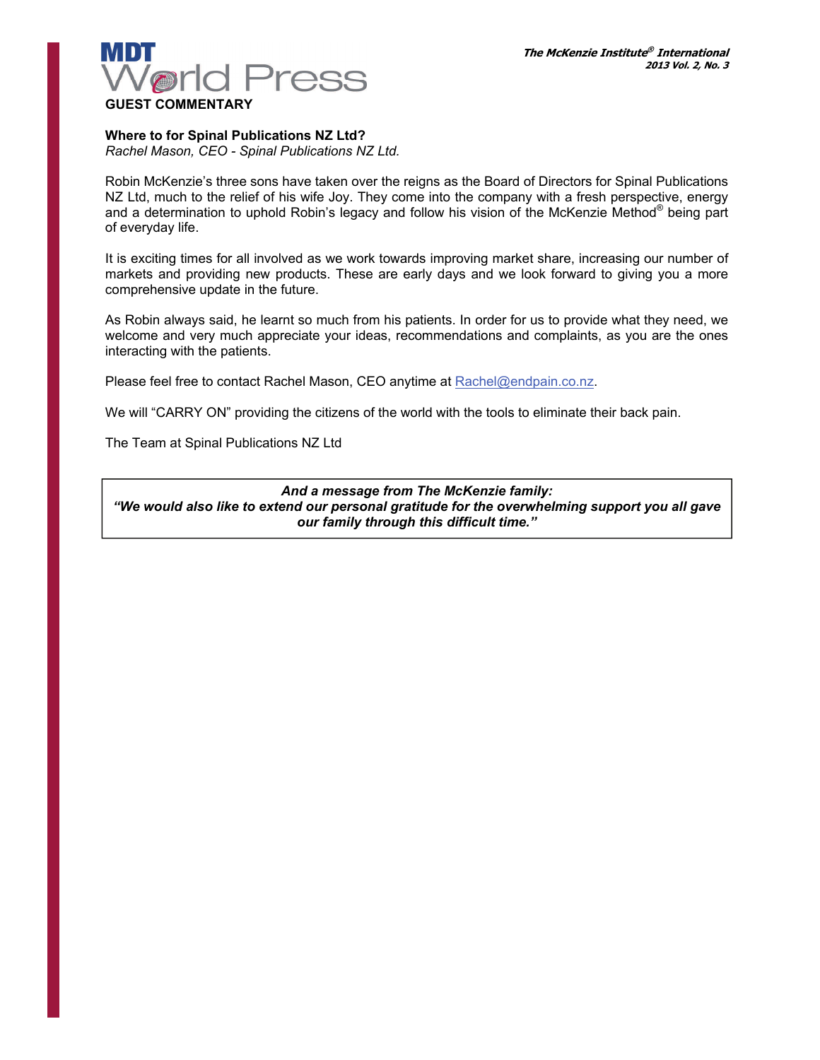## GUEST COMMENTARY

### Where to for Spinal Publications NZ Ltd?

*Rachel Mason, CEO - Spinal Publications NZ Ltd.*

Robin McKenzie's three sons have taken over the reigns as the Board of Directors for Spinal Publications NZ Ltd, much to the relief of his wife Joy. They come into the company with a fresh perspective, energy and a determination to uphold Robin's legacy and follow his vision of the McKenzie Method® being part of everyday life.

It is exciting times for all involved as we work towards improving market share, increasing our number of markets and providing new products. These are early days and we look forward to giving you a more comprehensive update in the future.

As Robin always said, he learnt so much from his patients. In order for us to provide what they need, we welcome and very much appreciate your ideas, recommendations and complaints, as you are the ones interacting with the patients.

Please feel free to contact Rachel Mason, CEO anytime at Rachel@endpain.co.nz.

We will "CARRY ON" providing the citizens of the world with the tools to eliminate their back pain.

The Team at Spinal Publications NZ Ltd

***And a message from The McKenzie family:***
***"We would also like to extend our personal gratitude for the overwhelming support you all gave our family through this difficult time."***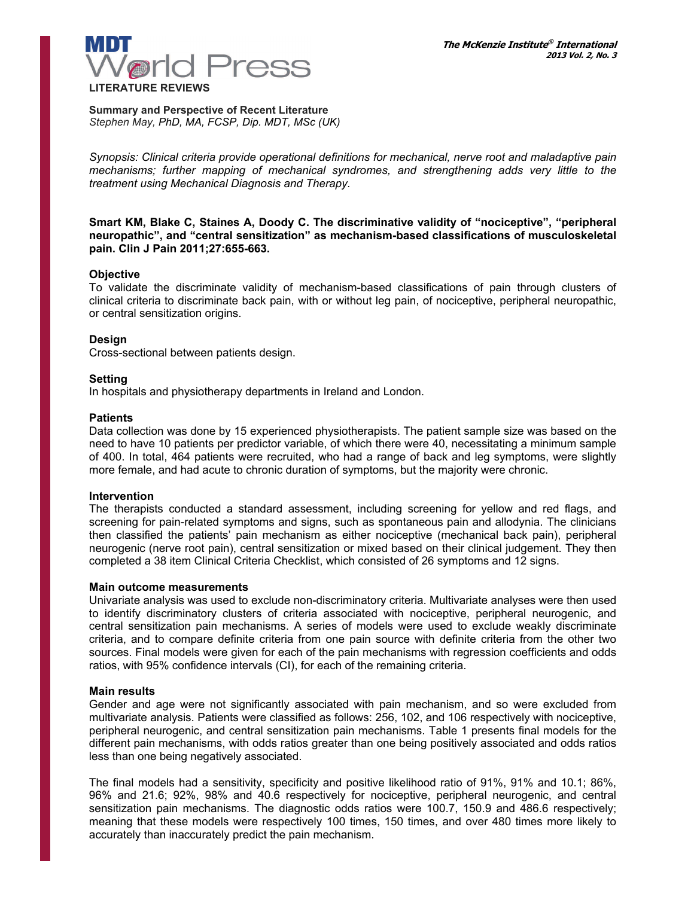LITERATURE REVIEWS

**Summary and Perspective of Recent Literature**
*Stephen May, PhD, MA, FCSP, Dip. MDT, MSc (UK)*

*Synopsis: Clinical criteria provide operational definitions for mechanical, nerve root and maladaptive pain mechanisms; further mapping of mechanical syndromes, and strengthening adds very little to the treatment using Mechanical Diagnosis and Therapy.*

**Smart KM, Blake C, Staines A, Doody C. The discriminative validity of "nociceptive", "peripheral neuropathic", and "central sensitization" as mechanism-based classifications of musculoskeletal pain. Clin J Pain 2011;27:655-663.**

### Objective

To validate the discriminate validity of mechanism-based classifications of pain through clusters of clinical criteria to discriminate back pain, with or without leg pain, of nociceptive, peripheral neuropathic, or central sensitization origins.

### Design

Cross-sectional between patients design.

### Setting

In hospitals and physiotherapy departments in Ireland and London.

### Patients

Data collection was done by 15 experienced physiotherapists. The patient sample size was based on the need to have 10 patients per predictor variable, of which there were 40, necessitating a minimum sample of 400. In total, 464 patients were recruited, who had a range of back and leg symptoms, were slightly more female, and had acute to chronic duration of symptoms, but the majority were chronic.

### Intervention

The therapists conducted a standard assessment, including screening for yellow and red flags, and screening for pain-related symptoms and signs, such as spontaneous pain and allodynia. The clinicians then classified the patients' pain mechanism as either nociceptive (mechanical back pain), peripheral neurogenic (nerve root pain), central sensitization or mixed based on their clinical judgement. They then completed a 38 item Clinical Criteria Checklist, which consisted of 26 symptoms and 12 signs.

### Main outcome measurements

Univariate analysis was used to exclude non-discriminatory criteria. Multivariate analyses were then used to identify discriminatory clusters of criteria associated with nociceptive, peripheral neurogenic, and central sensitization pain mechanisms. A series of models were used to exclude weakly discriminate criteria, and to compare definite criteria from one pain source with definite criteria from the other two sources. Final models were given for each of the pain mechanisms with regression coefficients and odds ratios, with 95% confidence intervals (CI), for each of the remaining criteria.

### Main results

Gender and age were not significantly associated with pain mechanism, and so were excluded from multivariate analysis. Patients were classified as follows: 256, 102, and 106 respectively with nociceptive, peripheral neurogenic, and central sensitization pain mechanisms. Table 1 presents final models for the different pain mechanisms, with odds ratios greater than one being positively associated and odds ratios less than one being negatively associated.

The final models had a sensitivity, specificity and positive likelihood ratio of 91%, 91% and 10.1; 86%, 96% and 21.6; 92%, 98% and 40.6 respectively for nociceptive, peripheral neurogenic, and central sensitization pain mechanisms. The diagnostic odds ratios were 100.7, 150.9 and 486.6 respectively; meaning that these models were respectively 100 times, 150 times, and over 480 times more likely to accurately than inaccurately predict the pain mechanism.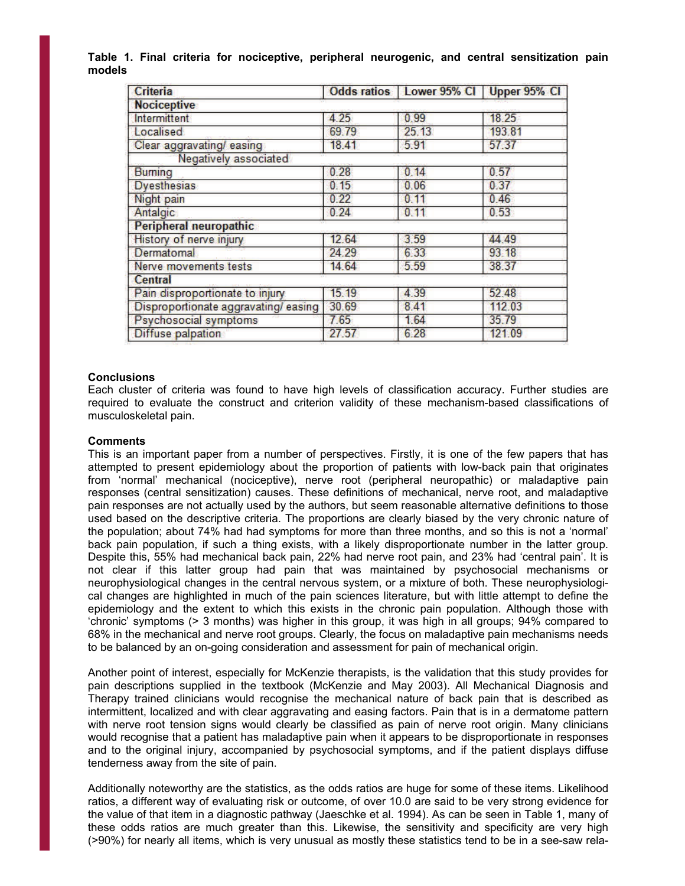**Table 1. Final criteria for nociceptive, peripheral neurogenic, and central sensitization pain models**

| Criteria | Odds ratios | Lower 95% CI | Upper 95% CI |
|---|---|---|---|
| **Nociceptive** | | | |
| Intermittent | 4.25 | 0.99 | 18.25 |
| Localised | 69.79 | 25.13 | 193.81 |
| Clear aggravating/ easing | 18.41 | 5.91 | 57.37 |
| Negatively associated | | | |
| Burning | 0.28 | 0.14 | 0.57 |
| Dyesthesias | 0.15 | 0.06 | 0.37 |
| Night pain | 0.22 | 0.11 | 0.46 |
| Antalgic | 0.24 | 0.11 | 0.53 |
| **Peripheral neuropathic** | | | |
| History of nerve injury | 12.64 | 3.59 | 44.49 |
| Dermatomal | 24.29 | 6.33 | 93.18 |
| Nerve movements tests | 14.64 | 5.59 | 38.37 |
| **Central** | | | |
| Pain disproportionate to injury | 15.19 | 4.39 | 52.48 |
| Disproportionate aggravating/ easing | 30.69 | 8.41 | 112.03 |
| Psychosocial symptoms | 7.65 | 1.64 | 35.79 |
| Diffuse palpation | 27.57 | 6.28 | 121.09 |

**Conclusions**

Each cluster of criteria was found to have high levels of classification accuracy. Further studies are required to evaluate the construct and criterion validity of these mechanism-based classifications of musculoskeletal pain.

**Comments**

This is an important paper from a number of perspectives. Firstly, it is one of the few papers that has attempted to present epidemiology about the proportion of patients with low-back pain that originates from 'normal' mechanical (nociceptive), nerve root (peripheral neuropathic) or maladaptive pain responses (central sensitization) causes. These definitions of mechanical, nerve root, and maladaptive pain responses are not actually used by the authors, but seem reasonable alternative definitions to those used based on the descriptive criteria. The proportions are clearly biased by the very chronic nature of the population; about 74% had had symptoms for more than three months, and so this is not a 'normal' back pain population, if such a thing exists, with a likely disproportionate number in the latter group. Despite this, 55% had mechanical back pain, 22% had nerve root pain, and 23% had 'central pain'. It is not clear if this latter group had pain that was maintained by psychosocial mechanisms or neurophysiological changes in the central nervous system, or a mixture of both. These neurophysiological changes are highlighted in much of the pain sciences literature, but with little attempt to define the epidemiology and the extent to which this exists in the chronic pain population. Although those with 'chronic' symptoms (> 3 months) was higher in this group, it was high in all groups; 94% compared to 68% in the mechanical and nerve root groups. Clearly, the focus on maladaptive pain mechanisms needs to be balanced by an on-going consideration and assessment for pain of mechanical origin.

Another point of interest, especially for McKenzie therapists, is the validation that this study provides for pain descriptions supplied in the textbook (McKenzie and May 2003). All Mechanical Diagnosis and Therapy trained clinicians would recognise the mechanical nature of back pain that is described as intermittent, localized and with clear aggravating and easing factors. Pain that is in a dermatome pattern with nerve root tension signs would clearly be classified as pain of nerve root origin. Many clinicians would recognise that a patient has maladaptive pain when it appears to be disproportionate in responses and to the original injury, accompanied by psychosocial symptoms, and if the patient displays diffuse tenderness away from the site of pain.

Additionally noteworthy are the statistics, as the odds ratios are huge for some of these items. Likelihood ratios, a different way of evaluating risk or outcome, of over 10.0 are said to be very strong evidence for the value of that item in a diagnostic pathway (Jaeschke et al. 1994). As can be seen in Table 1, many of these odds ratios are much greater than this. Likewise, the sensitivity and specificity are very high (>90%) for nearly all items, which is very unusual as mostly these statistics tend to be in a see-saw rela-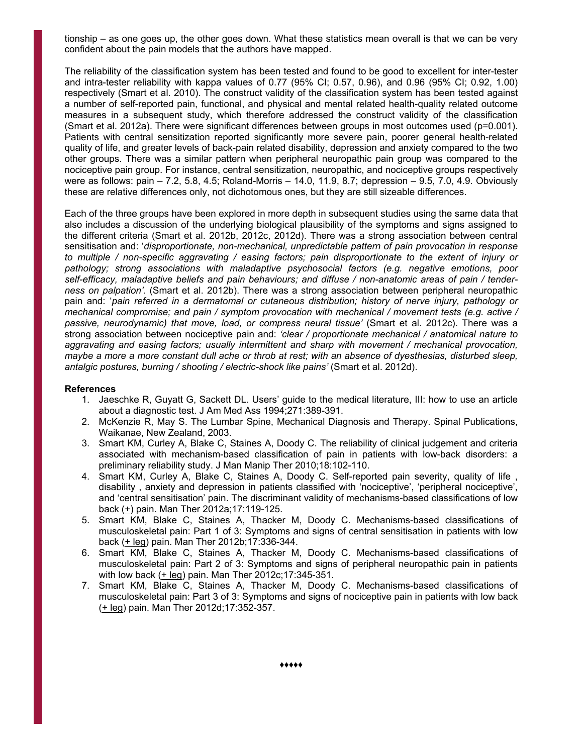tionship – as one goes up, the other goes down. What these statistics mean overall is that we can be very confident about the pain models that the authors have mapped.

The reliability of the classification system has been tested and found to be good to excellent for inter-tester and intra-tester reliability with kappa values of 0.77 (95% CI; 0.57, 0.96), and 0.96 (95% CI; 0.92, 1.00) respectively (Smart et al. 2010). The construct validity of the classification system has been tested against a number of self-reported pain, functional, and physical and mental related health-quality related outcome measures in a subsequent study, which therefore addressed the construct validity of the classification (Smart et al. 2012a). There were significant differences between groups in most outcomes used ($p=0.001$). Patients with central sensitization reported significantly more severe pain, poorer general health-related quality of life, and greater levels of back-pain related disability, depression and anxiety compared to the two other groups. There was a similar pattern when peripheral neuropathic pain group was compared to the nociceptive pain group. For instance, central sensitization, neuropathic, and nociceptive groups respectively were as follows: pain – 7.2, 5.8, 4.5; Roland-Morris – 14.0, 11.9, 8.7; depression – 9.5, 7.0, 4.9. Obviously these are relative differences only, not dichotomous ones, but they are still sizeable differences.

Each of the three groups have been explored in more depth in subsequent studies using the same data that also includes a discussion of the underlying biological plausibility of the symptoms and signs assigned to the different criteria (Smart et al. 2012b, 2012c, 2012d). There was a strong association between central sensitisation and: '*disproportionate, non-mechanical, unpredictable pattern of pain provocation in response to multiple / non-specific aggravating / easing factors; pain disproportionate to the extent of injury or pathology; strong associations with maladaptive psychosocial factors (e.g. negative emotions, poor self-efficacy, maladaptive beliefs and pain behaviours; and diffuse / non-anatomic areas of pain / tenderness on palpation'*. (Smart et al. 2012b). There was a strong association between peripheral neuropathic pain and: '*pain referred in a dermatomal or cutaneous distribution; history of nerve injury, pathology or mechanical compromise; and pain / symptom provocation with mechanical / movement tests (e.g. active / passive, neurodynamic) that move, load, or compress neural tissue'* (Smart et al. 2012c). There was a strong association between nociceptive pain and: *'clear / proportionate mechanical / anatomical nature to aggravating and easing factors; usually intermittent and sharp with movement / mechanical provocation, maybe a more a more constant dull ache or throb at rest; with an absence of dyesthesias, disturbed sleep, antalgic postures, burning / shooting / electric-shock like pains'* (Smart et al. 2012d).

**References**

1. Jaeschke R, Guyatt G, Sackett DL. Users' guide to the medical literature, III: how to use an article about a diagnostic test. J Am Med Ass 1994;271:389-391.
2. McKenzie R, May S. The Lumbar Spine, Mechanical Diagnosis and Therapy. Spinal Publications, Waikanae, New Zealand, 2003.
3. Smart KM, Curley A, Blake C, Staines A, Doody C. The reliability of clinical judgement and criteria associated with mechanism-based classification of pain in patients with low-back disorders: a preliminary reliability study. J Man Manip Ther 2010;18:102-110.
4. Smart KM, Curley A, Blake C, Staines A, Doody C. Self-reported pain severity, quality of life , disability , anxiety and depression in patients classified with 'nociceptive', 'peripheral nociceptive', and 'central sensitisation' pain. The discriminant validity of mechanisms-based classifications of low back (<u>+</u>) pain. Man Ther 2012a;17:119-125.
5. Smart KM, Blake C, Staines A, Thacker M, Doody C. Mechanisms-based classifications of musculoskeletal pain: Part 1 of 3: Symptoms and signs of central sensitisation in patients with low back (<u>+ leg</u>) pain. Man Ther 2012b;17:336-344.
6. Smart KM, Blake C, Staines A, Thacker M, Doody C. Mechanisms-based classifications of musculoskeletal pain: Part 2 of 3: Symptoms and signs of peripheral neuropathic pain in patients with low back (<u>+ leg</u>) pain. Man Ther 2012c;17:345-351.
7. Smart KM, Blake C, Staines A, Thacker M, Doody C. Mechanisms-based classifications of musculoskeletal pain: Part 3 of 3: Symptoms and signs of nociceptive pain in patients with low back (<u>+ leg</u>) pain. Man Ther 2012d;17:352-357.

♦♦♦♦♦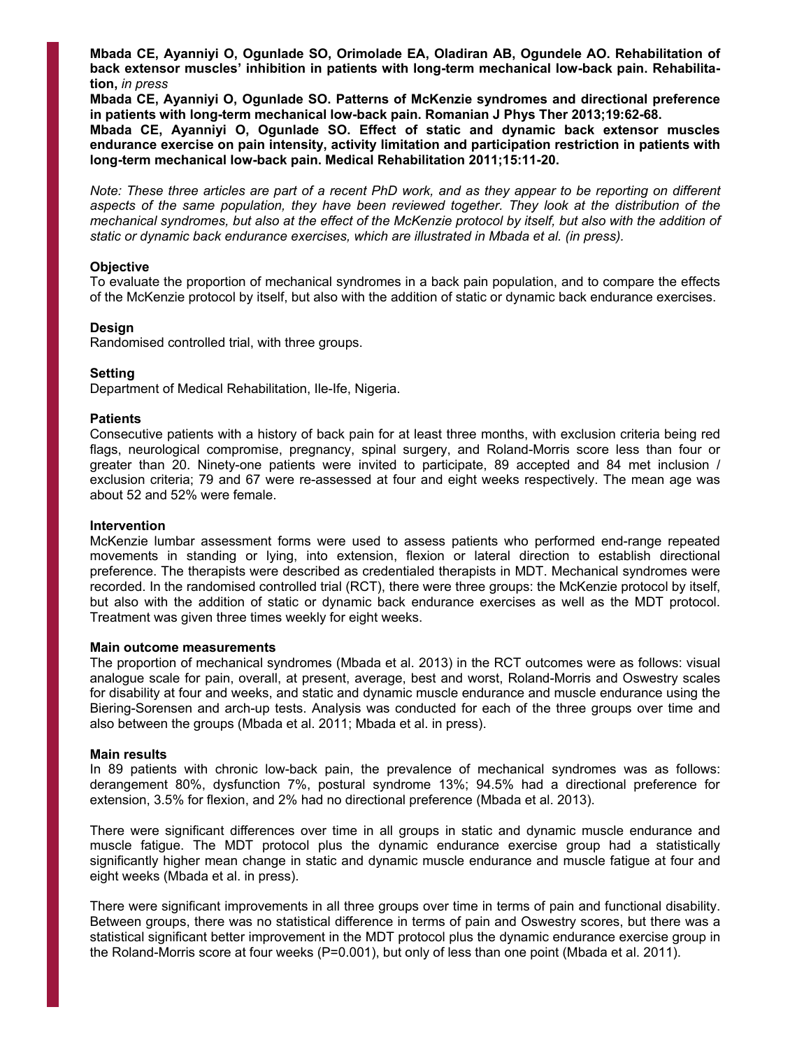**Mbada CE, Ayanniyi O, Ogunlade SO, Orimolade EA, Oladiran AB, Ogundele AO. Rehabilitation of back extensor muscles' inhibition in patients with long-term mechanical low-back pain. Rehabilitation,** *in press*

**Mbada CE, Ayanniyi O, Ogunlade SO. Patterns of McKenzie syndromes and directional preference in patients with long-term mechanical low-back pain. Romanian J Phys Ther 2013;19:62-68.**

**Mbada CE, Ayanniyi O, Ogunlade SO. Effect of static and dynamic back extensor muscles endurance exercise on pain intensity, activity limitation and participation restriction in patients with long-term mechanical low-back pain. Medical Rehabilitation 2011;15:11-20.**

*Note: These three articles are part of a recent PhD work, and as they appear to be reporting on different aspects of the same population, they have been reviewed together. They look at the distribution of the mechanical syndromes, but also at the effect of the McKenzie protocol by itself, but also with the addition of static or dynamic back endurance exercises, which are illustrated in Mbada et al. (in press).*

**Objective**

To evaluate the proportion of mechanical syndromes in a back pain population, and to compare the effects of the McKenzie protocol by itself, but also with the addition of static or dynamic back endurance exercises.

**Design**

Randomised controlled trial, with three groups.

**Setting**

Department of Medical Rehabilitation, Ile-Ife, Nigeria.

**Patients**

Consecutive patients with a history of back pain for at least three months, with exclusion criteria being red flags, neurological compromise, pregnancy, spinal surgery, and Roland-Morris score less than four or greater than 20. Ninety-one patients were invited to participate, 89 accepted and 84 met inclusion / exclusion criteria; 79 and 67 were re-assessed at four and eight weeks respectively. The mean age was about 52 and 52% were female.

**Intervention**

McKenzie lumbar assessment forms were used to assess patients who performed end-range repeated movements in standing or lying, into extension, flexion or lateral direction to establish directional preference. The therapists were described as credentialed therapists in MDT. Mechanical syndromes were recorded. In the randomised controlled trial (RCT), there were three groups: the McKenzie protocol by itself, but also with the addition of static or dynamic back endurance exercises as well as the MDT protocol. Treatment was given three times weekly for eight weeks.

**Main outcome measurements**

The proportion of mechanical syndromes (Mbada et al. 2013) in the RCT outcomes were as follows: visual analogue scale for pain, overall, at present, average, best and worst, Roland-Morris and Oswestry scales for disability at four and weeks, and static and dynamic muscle endurance and muscle endurance using the Biering-Sorensen and arch-up tests. Analysis was conducted for each of the three groups over time and also between the groups (Mbada et al. 2011; Mbada et al. in press).

**Main results**

In 89 patients with chronic low-back pain, the prevalence of mechanical syndromes was as follows: derangement 80%, dysfunction 7%, postural syndrome 13%; 94.5% had a directional preference for extension, 3.5% for flexion, and 2% had no directional preference (Mbada et al. 2013).

There were significant differences over time in all groups in static and dynamic muscle endurance and muscle fatigue. The MDT protocol plus the dynamic endurance exercise group had a statistically significantly higher mean change in static and dynamic muscle endurance and muscle fatigue at four and eight weeks (Mbada et al. in press).

There were significant improvements in all three groups over time in terms of pain and functional disability. Between groups, there was no statistical difference in terms of pain and Oswestry scores, but there was a statistical significant better improvement in the MDT protocol plus the dynamic endurance exercise group in the Roland-Morris score at four weeks ($P=0.001$), but only of less than one point (Mbada et al. 2011).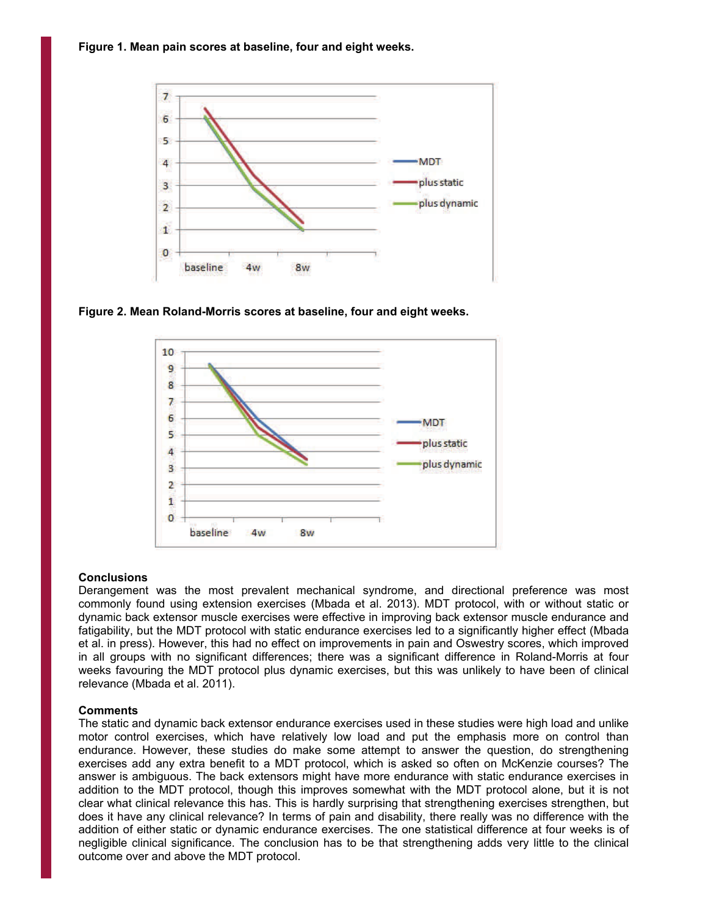**Figure 1. Mean pain scores at baseline, four and eight weeks.**

**Figure 2. Mean Roland-Morris scores at baseline, four and eight weeks.**

**Conclusions**

Derangement was the most prevalent mechanical syndrome, and directional preference was most commonly found using extension exercises (Mbada et al. 2013). MDT protocol, with or without static or dynamic back extensor muscle exercises were effective in improving back extensor muscle endurance and fatigability, but the MDT protocol with static endurance exercises led to a significantly higher effect (Mbada et al. in press). However, this had no effect on improvements in pain and Oswestry scores, which improved in all groups with no significant differences; there was a significant difference in Roland-Morris at four weeks favouring the MDT protocol plus dynamic exercises, but this was unlikely to have been of clinical relevance (Mbada et al. 2011).

**Comments**

The static and dynamic back extensor endurance exercises used in these studies were high load and unlike motor control exercises, which have relatively low load and put the emphasis more on control than endurance. However, these studies do make some attempt to answer the question, do strengthening exercises add any extra benefit to a MDT protocol, which is asked so often on McKenzie courses? The answer is ambiguous. The back extensors might have more endurance with static endurance exercises in addition to the MDT protocol, though this improves somewhat with the MDT protocol alone, but it is not clear what clinical relevance this has. This is hardly surprising that strengthening exercises strengthen, but does it have any clinical relevance? In terms of pain and disability, there really was no difference with the addition of either static or dynamic endurance exercises. The one statistical difference at four weeks is of negligible clinical significance. The conclusion has to be that strengthening adds very little to the clinical outcome over and above the MDT protocol.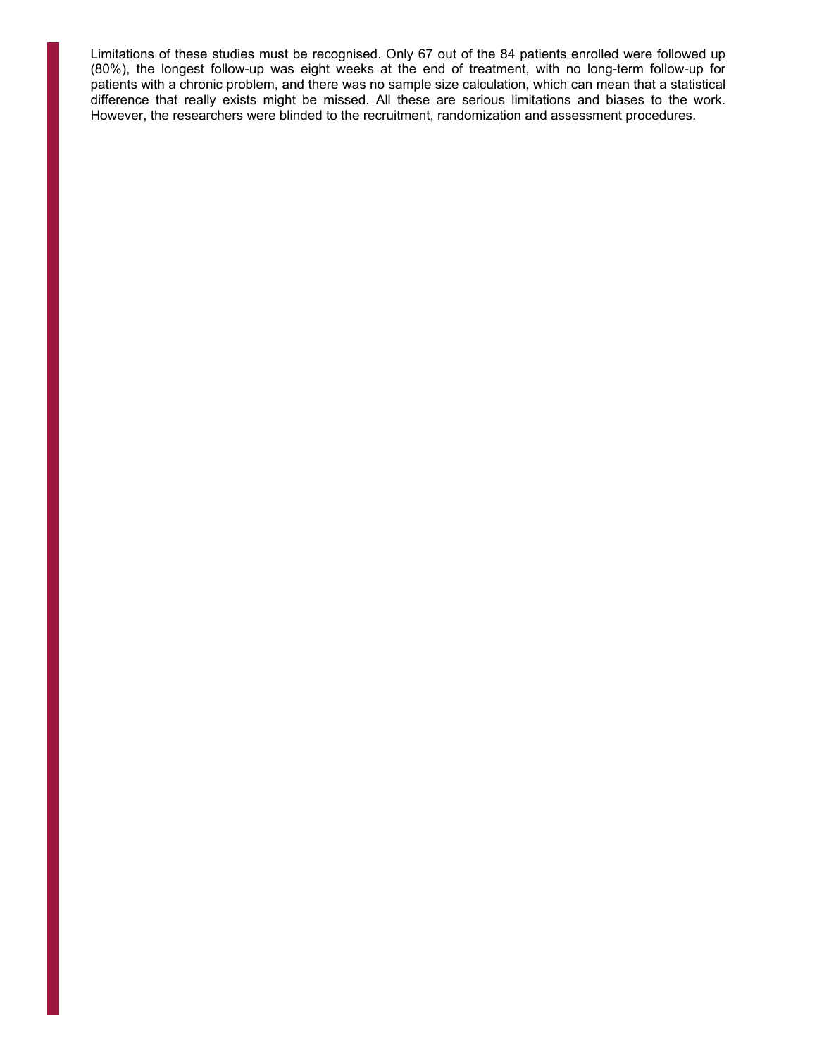Limitations of these studies must be recognised. Only 67 out of the 84 patients enrolled were followed up (80%), the longest follow-up was eight weeks at the end of treatment, with no long-term follow-up for patients with a chronic problem, and there was no sample size calculation, which can mean that a statistical difference that really exists might be missed. All these are serious limitations and biases to the work. However, the researchers were blinded to the recruitment, randomization and assessment procedures.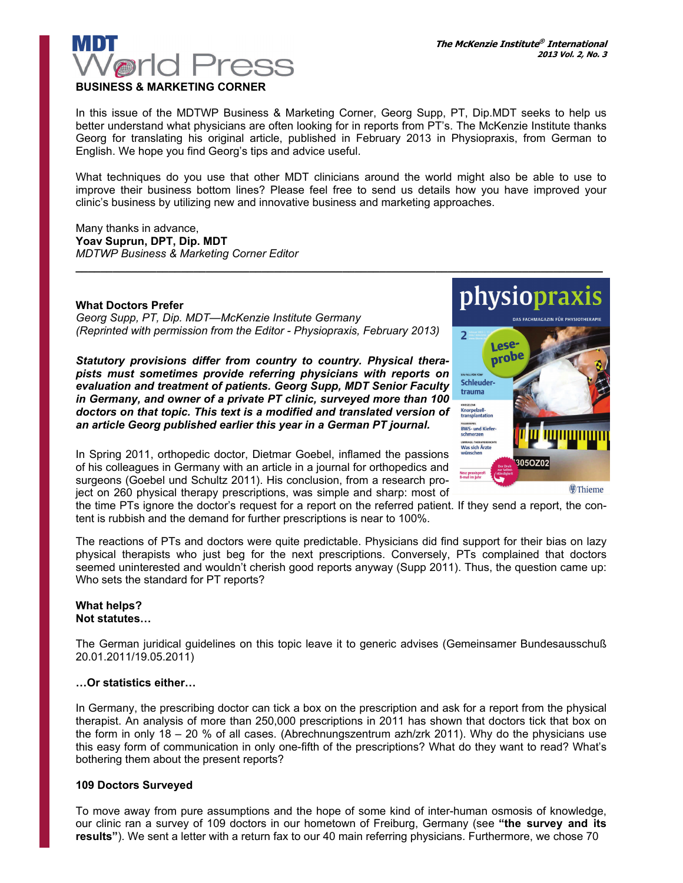# MDT World Press

## BUSINESS & MARKETING CORNER

In this issue of the MDTWP Business & Marketing Corner, Georg Supp, PT, Dip.MDT seeks to help us better understand what physicians are often looking for in reports from PT's. The McKenzie Institute thanks Georg for translating his original article, published in February 2013 in Physiopraxis, from German to English. We hope you find Georg's tips and advice useful.

What techniques do you use that other MDT clinicians around the world might also be able to use to improve their business bottom lines? Please feel free to send us details how you have improved your clinic's business by utilizing new and innovative business and marketing approaches.

Many thanks in advance,
**Yoav Suprun, DPT, Dip. MDT**
*MDTWP Business & Marketing Corner Editor*

---

### What Doctors Prefer

*Georg Supp, PT, Dip. MDT—McKenzie Institute Germany*
*(Reprinted with permission from the Editor - Physiopraxis, February 2013)*

***Statutory provisions differ from country to country. Physical therapists must sometimes provide referring physicians with reports on evaluation and treatment of patients. Georg Supp, MDT Senior Faculty in Germany, and owner of a private PT clinic, surveyed more than 100 doctors on that topic. This text is a modified and translated version of an article Georg published earlier this year in a German PT journal.***

In Spring 2011, orthopedic doctor, Dietmar Goebel, inflamed the passions of his colleagues in Germany with an article in a journal for orthopedics and surgeons (Goebel und Schultz 2011). His conclusion, from a research project on 260 physical therapy prescriptions, was simple and sharp: most of the time PTs ignore the doctor's request for a report on the referred patient. If they send a report, the content is rubbish and the demand for further prescriptions is near to 100%.

The reactions of PTs and doctors were quite predictable. Physicians did find support for their bias on lazy physical therapists who just beg for the next prescriptions. Conversely, PTs complained that doctors seemed uninterested and wouldn't cherish good reports anyway (Supp 2011). Thus, the question came up: Who sets the standard for PT reports?

**What helps?**
**Not statutes…**

The German juridical guidelines on this topic leave it to generic advises (Gemeinsamer Bundesausschuß 20.01.2011/19.05.2011)

**…Or statistics either…**

In Germany, the prescribing doctor can tick a box on the prescription and ask for a report from the physical therapist. An analysis of more than 250,000 prescriptions in 2011 has shown that doctors tick that box on the form in only 18 – 20 % of all cases. (Abrechnungszentrum azh/zrk 2011). Why do the physicians use this easy form of communication in only one-fifth of the prescriptions? What do they want to read? What's bothering them about the present reports?

**109 Doctors Surveyed**

To move away from pure assumptions and the hope of some kind of inter-human osmosis of knowledge, our clinic ran a survey of 109 doctors in our hometown of Freiburg, Germany (see **"the survey and its results"**). We sent a letter with a return fax to our 40 main referring physicians. Furthermore, we chose 70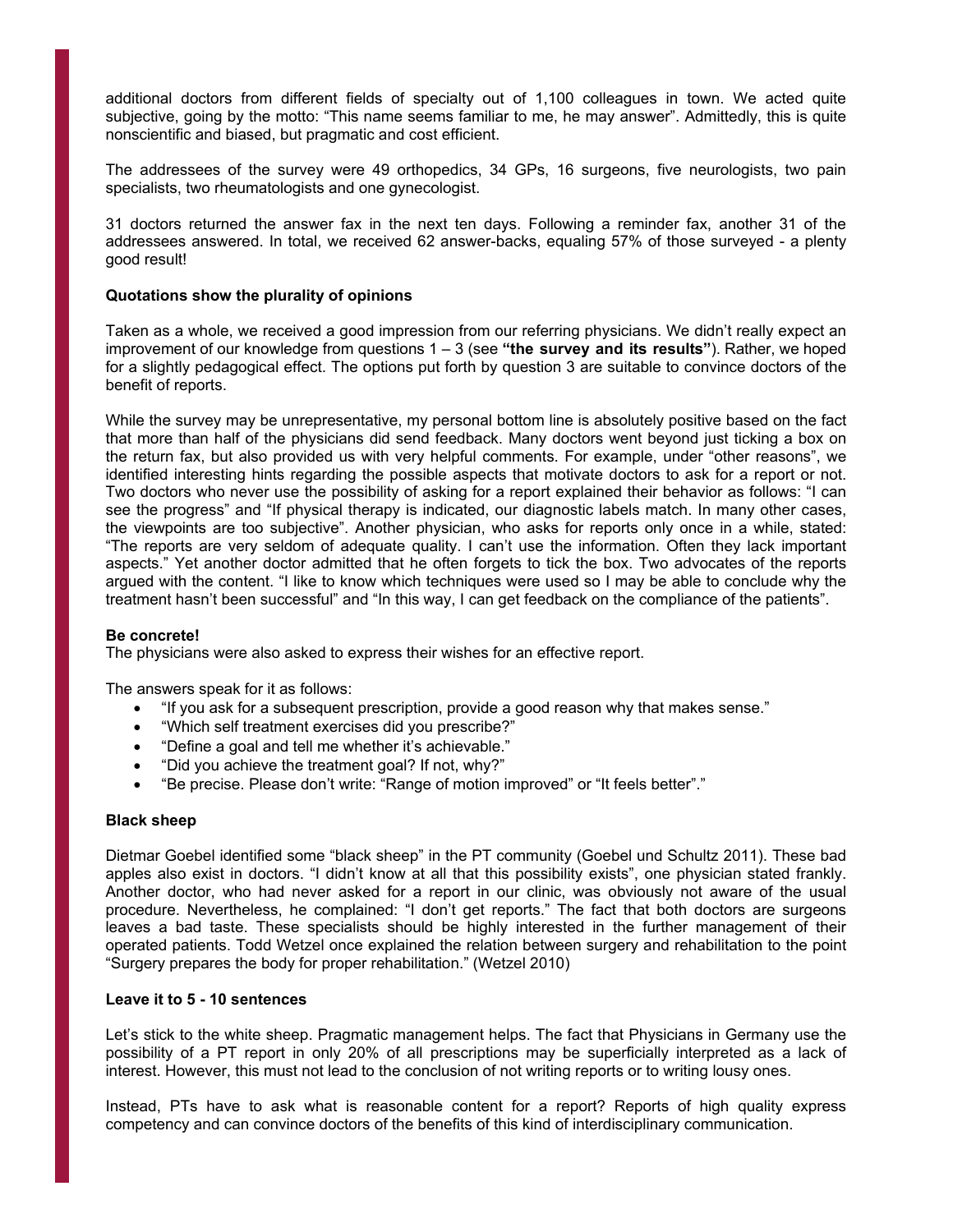additional doctors from different fields of specialty out of 1,100 colleagues in town. We acted quite subjective, going by the motto: "This name seems familiar to me, he may answer". Admittedly, this is quite nonscientific and biased, but pragmatic and cost efficient.

The addressees of the survey were 49 orthopedics, 34 GPs, 16 surgeons, five neurologists, two pain specialists, two rheumatologists and one gynecologist.

31 doctors returned the answer fax in the next ten days. Following a reminder fax, another 31 of the addressees answered. In total, we received 62 answer-backs, equaling 57% of those surveyed - a plenty good result!

**Quotations show the plurality of opinions**

Taken as a whole, we received a good impression from our referring physicians. We didn't really expect an improvement of our knowledge from questions 1 – 3 (see **"the survey and its results"**). Rather, we hoped for a slightly pedagogical effect. The options put forth by question 3 are suitable to convince doctors of the benefit of reports.

While the survey may be unrepresentative, my personal bottom line is absolutely positive based on the fact that more than half of the physicians did send feedback. Many doctors went beyond just ticking a box on the return fax, but also provided us with very helpful comments. For example, under "other reasons", we identified interesting hints regarding the possible aspects that motivate doctors to ask for a report or not. Two doctors who never use the possibility of asking for a report explained their behavior as follows: "I can see the progress" and "If physical therapy is indicated, our diagnostic labels match. In many other cases, the viewpoints are too subjective". Another physician, who asks for reports only once in a while, stated: "The reports are very seldom of adequate quality. I can't use the information. Often they lack important aspects." Yet another doctor admitted that he often forgets to tick the box. Two advocates of the reports argued with the content. "I like to know which techniques were used so I may be able to conclude why the treatment hasn't been successful" and "In this way, I can get feedback on the compliance of the patients".

**Be concrete!**

The physicians were also asked to express their wishes for an effective report.

The answers speak for it as follows:

- "If you ask for a subsequent prescription, provide a good reason why that makes sense."
- "Which self treatment exercises did you prescribe?"
- "Define a goal and tell me whether it's achievable."
- "Did you achieve the treatment goal? If not, why?"
- "Be precise. Please don't write: "Range of motion improved" or "It feels better"."

**Black sheep**

Dietmar Goebel identified some "black sheep" in the PT community (Goebel und Schultz 2011). These bad apples also exist in doctors. "I didn't know at all that this possibility exists", one physician stated frankly. Another doctor, who had never asked for a report in our clinic, was obviously not aware of the usual procedure. Nevertheless, he complained: "I don't get reports." The fact that both doctors are surgeons leaves a bad taste. These specialists should be highly interested in the further management of their operated patients. Todd Wetzel once explained the relation between surgery and rehabilitation to the point "Surgery prepares the body for proper rehabilitation." (Wetzel 2010)

**Leave it to 5 - 10 sentences**

Let's stick to the white sheep. Pragmatic management helps. The fact that Physicians in Germany use the possibility of a PT report in only 20% of all prescriptions may be superficially interpreted as a lack of interest. However, this must not lead to the conclusion of not writing reports or to writing lousy ones.

Instead, PTs have to ask what is reasonable content for a report? Reports of high quality express competency and can convince doctors of the benefits of this kind of interdisciplinary communication.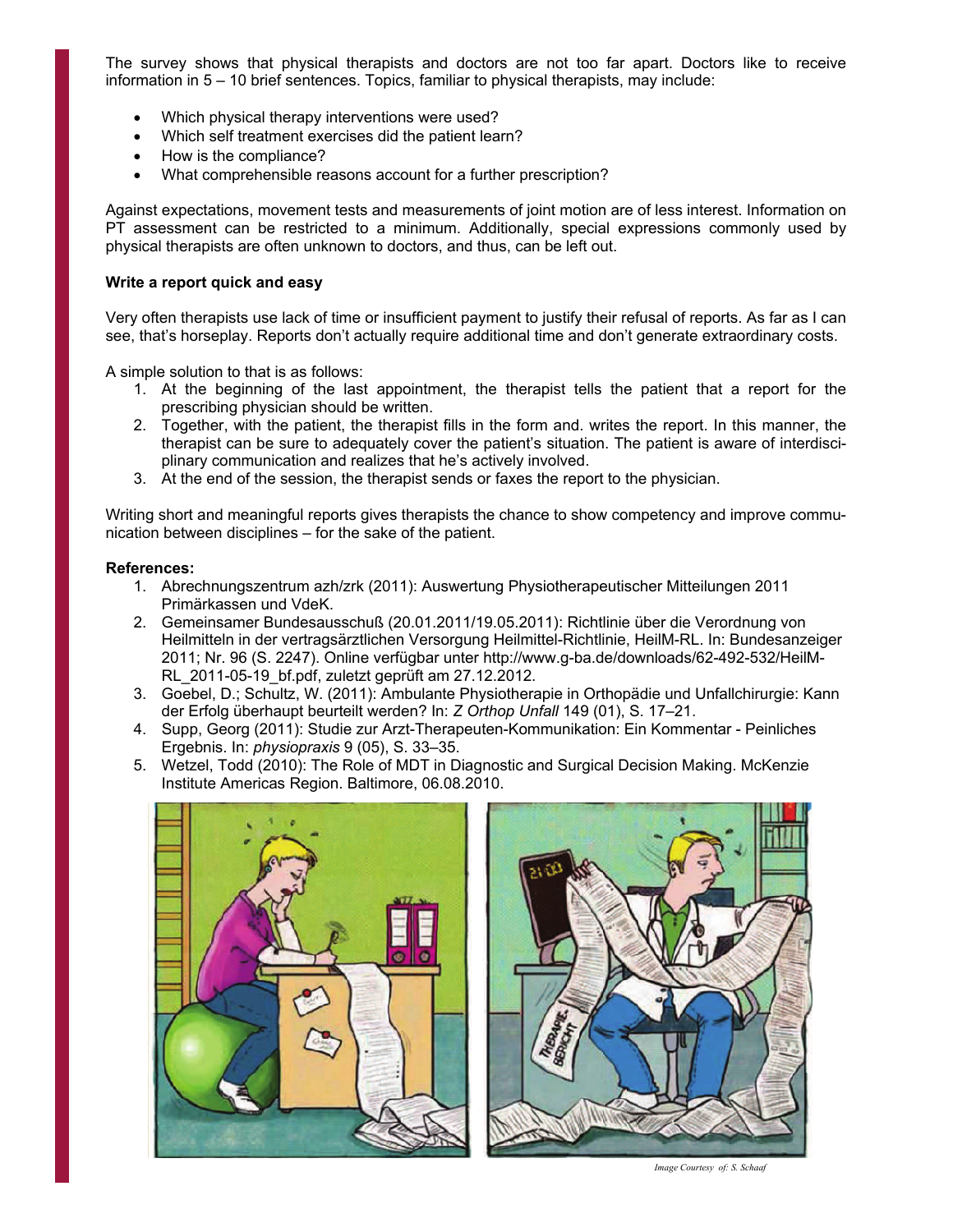The survey shows that physical therapists and doctors are not too far apart. Doctors like to receive information in 5 – 10 brief sentences. Topics, familiar to physical therapists, may include:

- Which physical therapy interventions were used?
- Which self treatment exercises did the patient learn?
- How is the compliance?
- What comprehensible reasons account for a further prescription?

Against expectations, movement tests and measurements of joint motion are of less interest. Information on PT assessment can be restricted to a minimum. Additionally, special expressions commonly used by physical therapists are often unknown to doctors, and thus, can be left out.

**Write a report quick and easy**

Very often therapists use lack of time or insufficient payment to justify their refusal of reports. As far as I can see, that's horseplay. Reports don't actually require additional time and don't generate extraordinary costs.

A simple solution to that is as follows:

1. At the beginning of the last appointment, the therapist tells the patient that a report for the prescribing physician should be written.
2. Together, with the patient, the therapist fills in the form and. writes the report. In this manner, the therapist can be sure to adequately cover the patient's situation. The patient is aware of interdisciplinary communication and realizes that he's actively involved.
3. At the end of the session, the therapist sends or faxes the report to the physician.

Writing short and meaningful reports gives therapists the chance to show competency and improve communication between disciplines – for the sake of the patient.

**References:**

1. Abrechnungszentrum azh/zrk (2011): Auswertung Physiotherapeutischer Mitteilungen 2011 Primärkassen und VdeK.
2. Gemeinsamer Bundesausschuß (20.01.2011/19.05.2011): Richtlinie über die Verordnung von Heilmitteln in der vertragsärztlichen Versorgung Heilmittel-Richtlinie, HeilM-RL. In: Bundesanzeiger 2011; Nr. 96 (S. 2247). Online verfügbar unter http://www.g-ba.de/downloads/62-492-532/HeilM-RL_2011-05-19_bf.pdf, zuletzt geprüft am 27.12.2012.
3. Goebel, D.; Schultz, W. (2011): Ambulante Physiotherapie in Orthopädie und Unfallchirurgie: Kann der Erfolg überhaupt beurteilt werden? In: *Z Orthop Unfall* 149 (01), S. 17–21.
4. Supp, Georg (2011): Studie zur Arzt-Therapeuten-Kommunikation: Ein Kommentar - Peinliches Ergebnis. In: *physiopraxis* 9 (05), S. 33–35.
5. Wetzel, Todd (2010): The Role of MDT in Diagnostic and Surgical Decision Making. McKenzie Institute Americas Region. Baltimore, 06.08.2010.

*Image Courtesy of: S. Schaaf*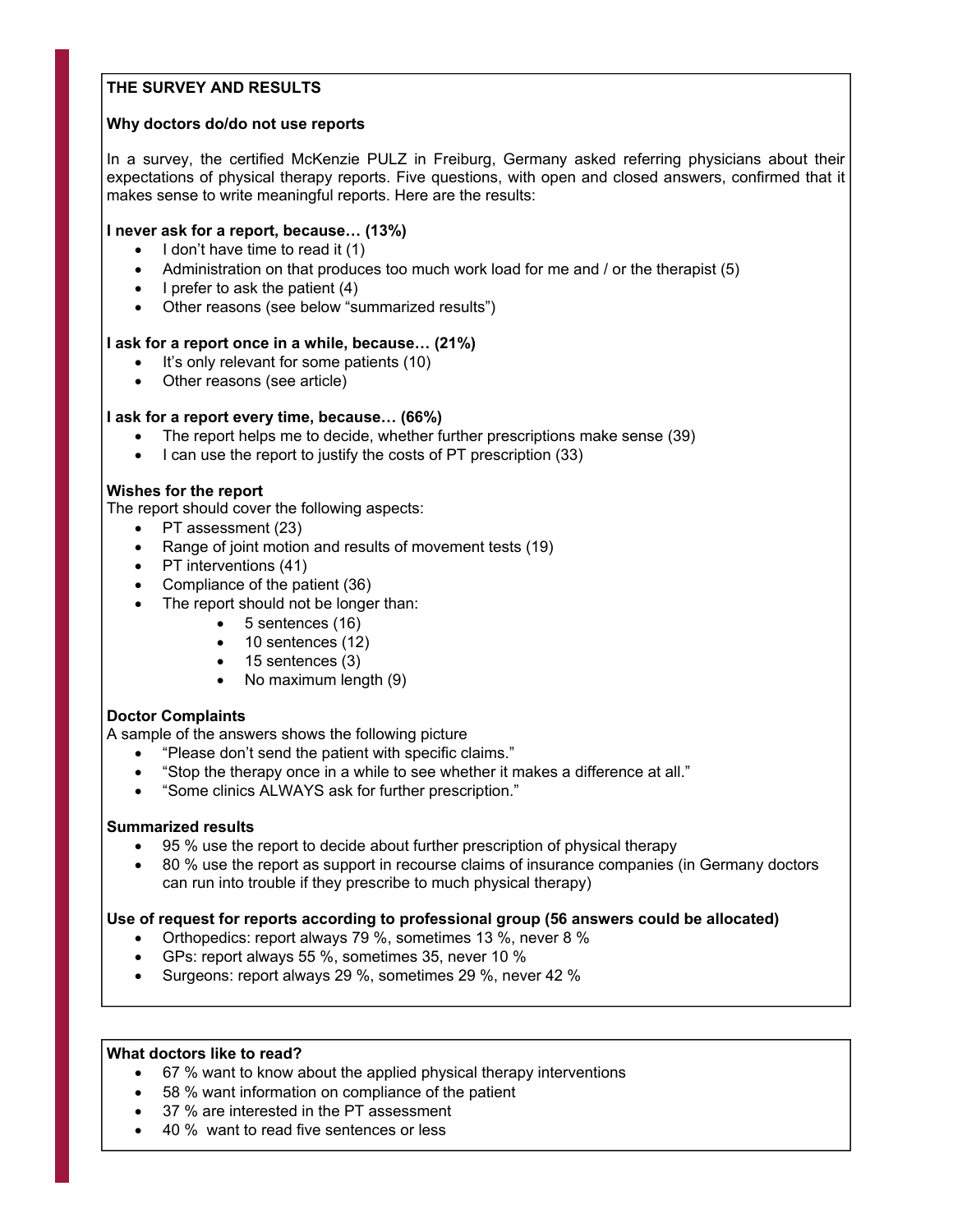## THE SURVEY AND RESULTS

**Why doctors do/do not use reports**

In a survey, the certified McKenzie PULZ in Freiburg, Germany asked referring physicians about their expectations of physical therapy reports. Five questions, with open and closed answers, confirmed that it makes sense to write meaningful reports. Here are the results:

**I never ask for a report, because… (13%)**

- I don't have time to read it (1)
- Administration on that produces too much work load for me and / or the therapist (5)
- I prefer to ask the patient (4)
- Other reasons (see below "summarized results")

**I ask for a report once in a while, because… (21%)**

- It's only relevant for some patients (10)
- Other reasons (see article)

**I ask for a report every time, because… (66%)**

- The report helps me to decide, whether further prescriptions make sense (39)
- I can use the report to justify the costs of PT prescription (33)

**Wishes for the report**

The report should cover the following aspects:

- PT assessment (23)
- Range of joint motion and results of movement tests (19)
- PT interventions (41)
- Compliance of the patient (36)
- The report should not be longer than:
    - 5 sentences (16)
    - 10 sentences (12)
    - 15 sentences (3)
    - No maximum length (9)

**Doctor Complaints**

A sample of the answers shows the following picture

- "Please don't send the patient with specific claims."
- "Stop the therapy once in a while to see whether it makes a difference at all."
- "Some clinics ALWAYS ask for further prescription."

**Summarized results**

- 95 % use the report to decide about further prescription of physical therapy
- 80 % use the report as support in recourse claims of insurance companies (in Germany doctors can run into trouble if they prescribe to much physical therapy)

**Use of request for reports according to professional group (56 answers could be allocated)**

- Orthopedics: report always 79 %, sometimes 13 %, never 8 %
- GPs: report always 55 %, sometimes 35, never 10 %
- Surgeons: report always 29 %, sometimes 29 %, never 42 %

**What doctors like to read?**

- 67 % want to know about the applied physical therapy interventions
- 58 % want information on compliance of the patient
- 37 % are interested in the PT assessment
- 40 % want to read five sentences or less